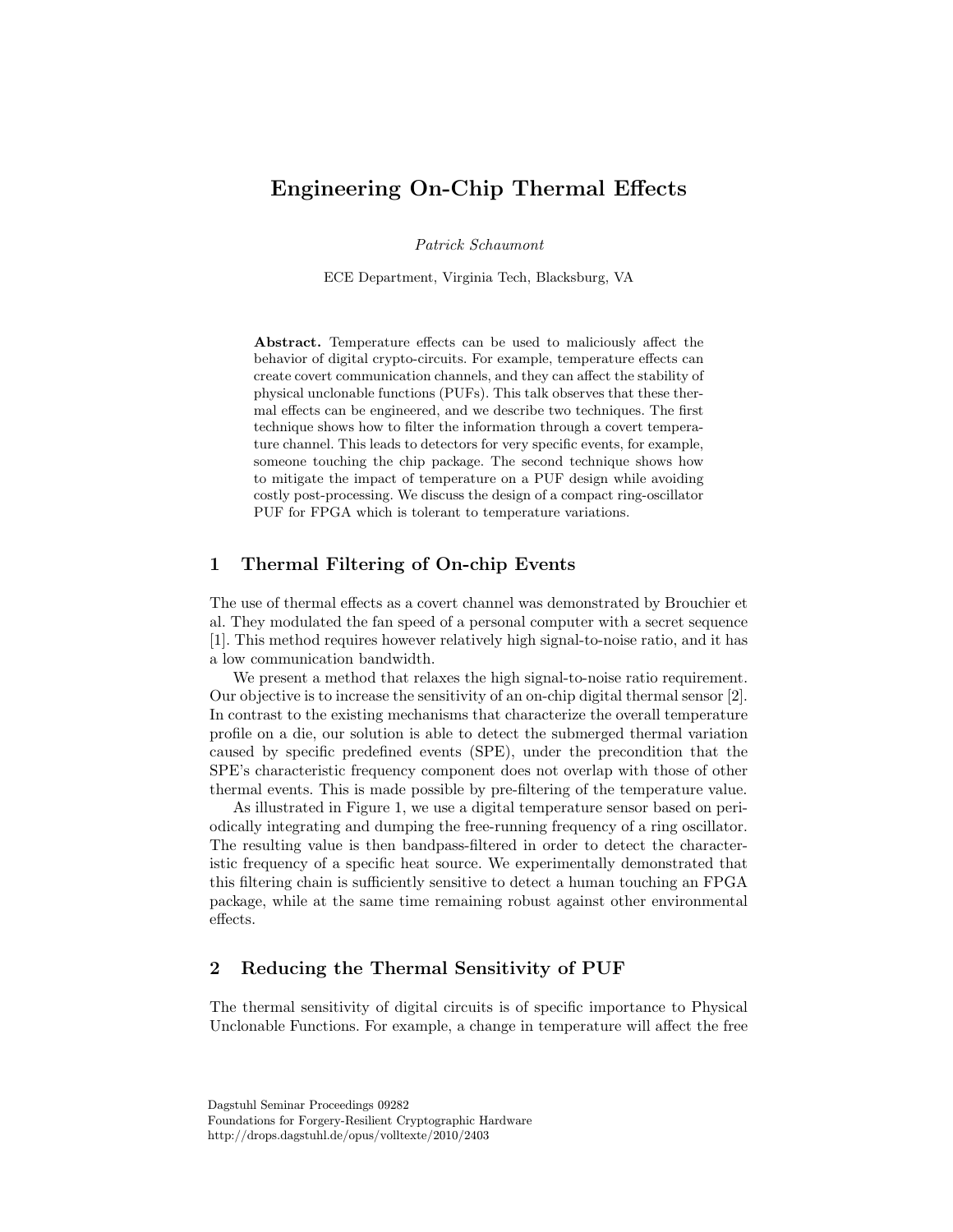# Engineering On-Chip Thermal Effects

*Patrick Schaumont*

ECE Department, Virginia Tech, Blacksburg, VA

**Abstract.** Temperature effects can be used to maliciously affect the behavior of digital crypto-circuits. For example, temperature effects can create covert communication channels, and they can affect the stability of physical unclonable functions (PUFs). This talk observes that these thermal effects can be engineered, and we describe two techniques. The first technique shows how to filter the information through a covert temperature channel. This leads to detectors for very specific events, for example, someone touching the chip package. The second technique shows how to mitigate the impact of temperature on a PUF design while avoiding costly post-processing. We discuss the design of a compact ring-oscillator PUF for FPGA which is tolerant to temperature variations.

## 1 Thermal Filtering of On-chip Events

The use of thermal effects as a covert channel was demonstrated by Brouchier et al. They modulated the fan speed of a personal computer with a secret sequence [1]. This method requires however relatively high signal-to-noise ratio, and it has a low communication bandwidth.

We present a method that relaxes the high signal-to-noise ratio requirement. Our objective is to increase the sensitivity of an on-chip digital thermal sensor [2]. In contrast to the existing mechanisms that characterize the overall temperature profile on a die, our solution is able to detect the submerged thermal variation caused by specific predefined events (SPE), under the precondition that the SPE's characteristic frequency component does not overlap with those of other thermal events. This is made possible by pre-filtering of the temperature value.

As illustrated in Figure 1, we use a digital temperature sensor based on periodically integrating and dumping the free-running frequency of a ring oscillator. The resulting value is then bandpass-filtered in order to detect the characteristic frequency of a specific heat source. We experimentally demonstrated that this filtering chain is sufficiently sensitive to detect a human touching an FPGA package, while at the same time remaining robust against other environmental effects.

## 2 Reducing the Thermal Sensitivity of PUF

The thermal sensitivity of digital circuits is of specific importance to Physical Unclonable Functions. For example, a change in temperature will affect the free

Dagstuhl Seminar Proceedings 09282
Foundations for Forgery-Resilient Cryptographic Hardware
http://drops.dagstuhl.de/opus/volltexte/2010/2403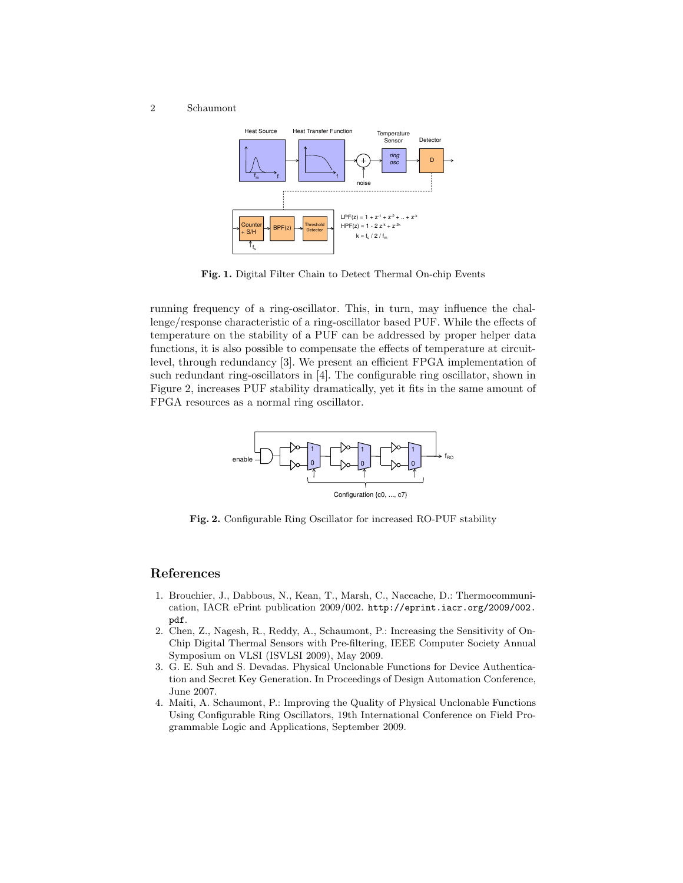Heat Source

Heat Transfer Function

Temperature Sensor

Detector

noise

ring osc

D

$f_m$

f

Counter + S/H

BPF(z)

Threshold Detector

$f_s$

$LPF(z) = 1 + z^{-1} + z^{-2} + .. + z^{-k}$

$HPF(z) = 1 - 2z^{-k} + z^{-2k}$

$k = f_s / 2 / f_m$

**Fig. 1.** Digital Filter Chain to Detect Thermal On-chip Events

running frequency of a ring-oscillator. This, in turn, may influence the challenge/response characteristic of a ring-oscillator based PUF. While the effects of temperature on the stability of a PUF can be addressed by proper helper data functions, it is also possible to compensate the effects of temperature at circuit-level, through redundancy [3]. We present an efficient FPGA implementation of such redundant ring-oscillators in [4]. The configurable ring oscillator, shown in Figure 2, increases PUF stability dramatically, yet it fits in the same amount of FPGA resources as a normal ring oscillator.

enable

1

0

$f_{RO}$

Configuration {c0, ..., c7}

**Fig. 2.** Configurable Ring Oscillator for increased RO-PUF stability

## References

1. Brouchier, J., Dabbous, N., Kean, T., Marsh, C., Naccache, D.: Thermocommunication, IACR ePrint publication 2009/002. http://eprint.iacr.org/2009/002.pdf.
2. Chen, Z., Nagesh, R., Reddy, A., Schaumont, P.: Increasing the Sensitivity of On-Chip Digital Thermal Sensors with Pre-filtering, IEEE Computer Society Annual Symposium on VLSI (ISVLSI 2009), May 2009.
3. G. E. Suh and S. Devadas. Physical Unclonable Functions for Device Authentication and Secret Key Generation. In Proceedings of Design Automation Conference, June 2007.
4. Maiti, A. Schaumont, P.: Improving the Quality of Physical Unclonable Functions Using Configurable Ring Oscillators, 19th International Conference on Field Programmable Logic and Applications, September 2009.